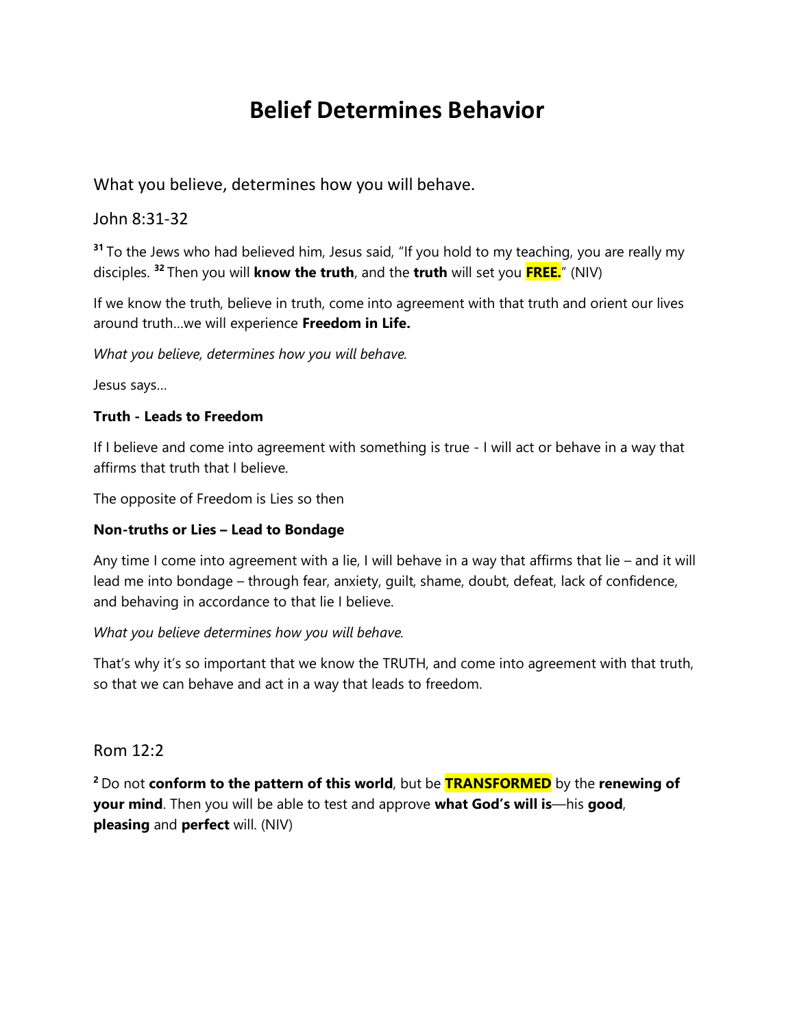# Belief Determines Behavior

What you believe, determines how you will behave.

John 8:31-32

[31] To the Jews who had believed him, Jesus said, "If you hold to my teaching, you are really my disciples. [32] Then you will **know the truth**, and the **truth** will set you **FREE.**" (NIV)

If we know the truth, believe in truth, come into agreement with that truth and orient our lives around truth…we will experience **Freedom in Life.**

*What you believe, determines how you will behave.*

Jesus says…

**Truth - Leads to Freedom**

If I believe and come into agreement with something is true - I will act or behave in a way that affirms that truth that I believe.

The opposite of Freedom is Lies so then

**Non-truths or Lies – Lead to Bondage**

Any time I come into agreement with a lie, I will behave in a way that affirms that lie – and it will lead me into bondage – through fear, anxiety, guilt, shame, doubt, defeat, lack of confidence, and behaving in accordance to that lie I believe.

*What you believe determines how you will behave.*

That's why it's so important that we know the TRUTH, and come into agreement with that truth, so that we can behave and act in a way that leads to freedom.

Rom 12:2

[2] Do not **conform to the pattern of this world**, but be **TRANSFORMED** by the **renewing of your mind**. Then you will be able to test and approve **what God's will is**—his **good**, **pleasing** and **perfect** will. (NIV)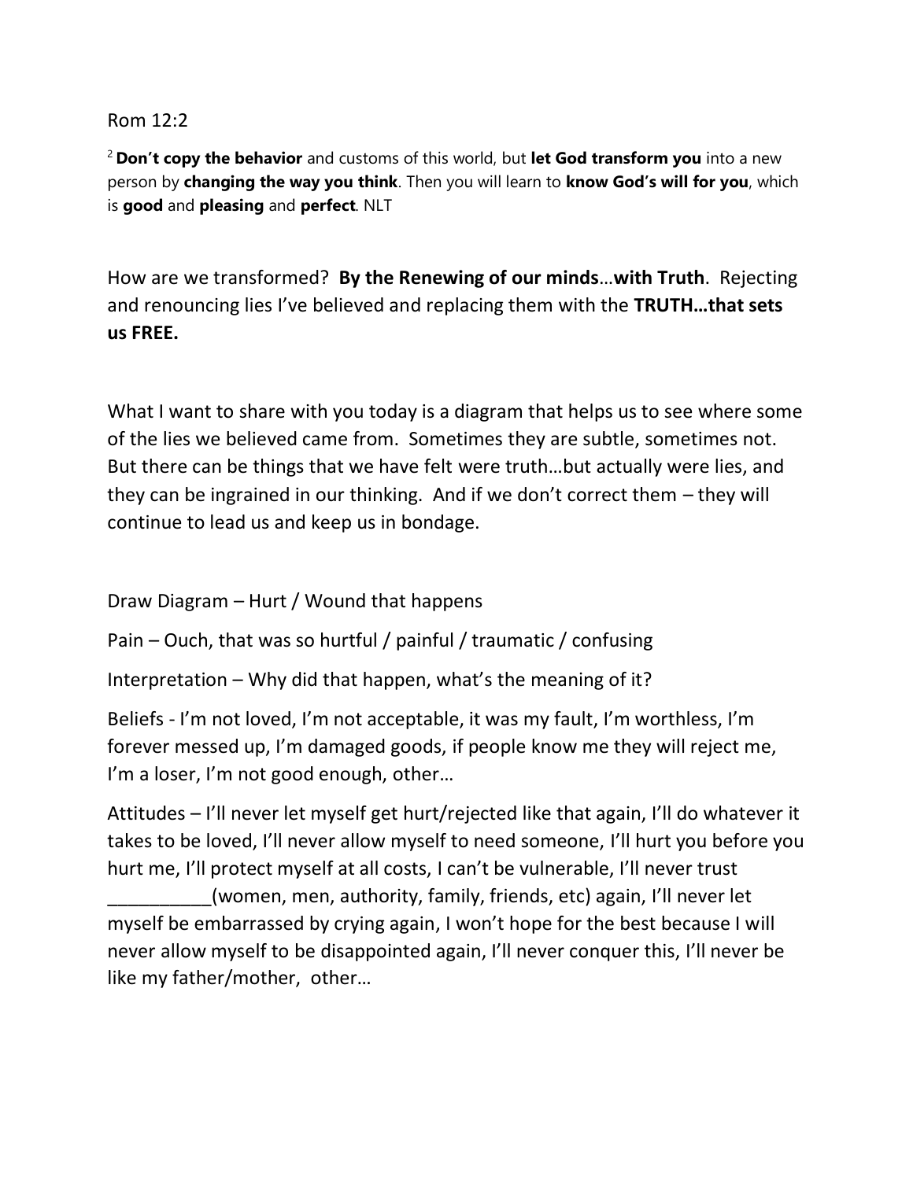Rom 12:2

2 **Don't copy the behavior** and customs of this world, but **let God transform you** into a new person by **changing the way you think**. Then you will learn to **know God's will for you**, which is **good** and **pleasing** and **perfect**. NLT

How are we transformed? **By the Renewing of our minds**…**with Truth**. Rejecting and renouncing lies I've believed and replacing them with the **TRUTH…that sets us FREE.**

What I want to share with you today is a diagram that helps us to see where some of the lies we believed came from. Sometimes they are subtle, sometimes not. But there can be things that we have felt were truth…but actually were lies, and they can be ingrained in our thinking. And if we don't correct them – they will continue to lead us and keep us in bondage.

Draw Diagram – Hurt / Wound that happens

Pain – Ouch, that was so hurtful / painful / traumatic / confusing

Interpretation – Why did that happen, what's the meaning of it?

Beliefs - I'm not loved, I'm not acceptable, it was my fault, I'm worthless, I'm forever messed up, I'm damaged goods, if people know me they will reject me, I'm a loser, I'm not good enough, other…

Attitudes – I'll never let myself get hurt/rejected like that again, I'll do whatever it takes to be loved, I'll never allow myself to need someone, I'll hurt you before you hurt me, I'll protect myself at all costs, I can't be vulnerable, I'll never trust __________(women, men, authority, family, friends, etc) again, I'll never let myself be embarrassed by crying again, I won't hope for the best because I will never allow myself to be disappointed again, I'll never conquer this, I'll never be like my father/mother, other…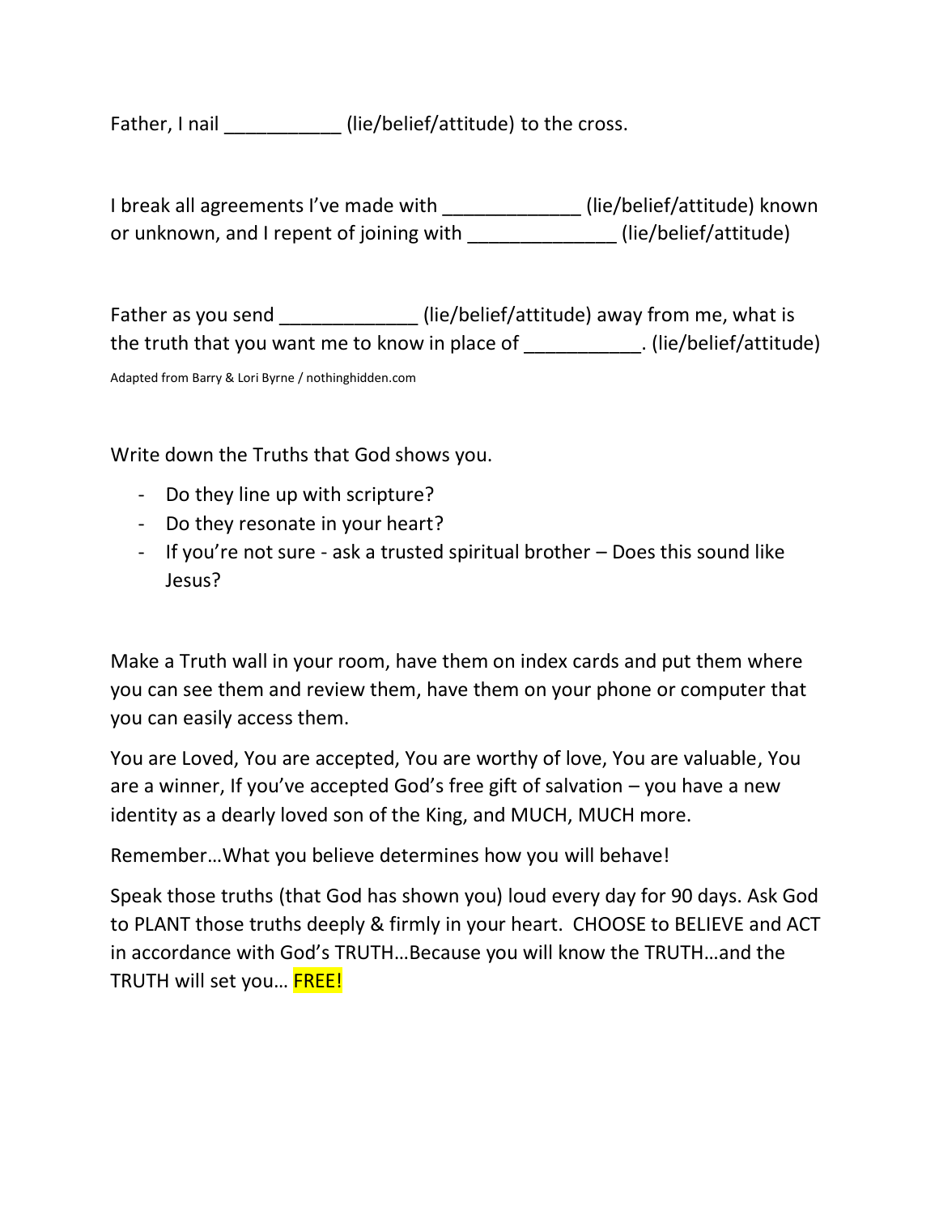Father, I nail ___________ (lie/belief/attitude) to the cross.

I break all agreements I've made with _____________ (lie/belief/attitude) known or unknown, and I repent of joining with ______________ (lie/belief/attitude)

Father as you send _____________ (lie/belief/attitude) away from me, what is the truth that you want me to know in place of ___________. (lie/belief/attitude)

Adapted from Barry & Lori Byrne / nothinghidden.com

Write down the Truths that God shows you.

- Do they line up with scripture?
- Do they resonate in your heart?
- If you're not sure - ask a trusted spiritual brother – Does this sound like Jesus?

Make a Truth wall in your room, have them on index cards and put them where you can see them and review them, have them on your phone or computer that you can easily access them.

You are Loved, You are accepted, You are worthy of love, You are valuable, You are a winner, If you've accepted God's free gift of salvation – you have a new identity as a dearly loved son of the King, and MUCH, MUCH more.

Remember…What you believe determines how you will behave!

Speak those truths (that God has shown you) loud every day for 90 days. Ask God to PLANT those truths deeply & firmly in your heart. CHOOSE to BELIEVE and ACT in accordance with God's TRUTH…Because you will know the TRUTH…and the TRUTH will set you… FREE!